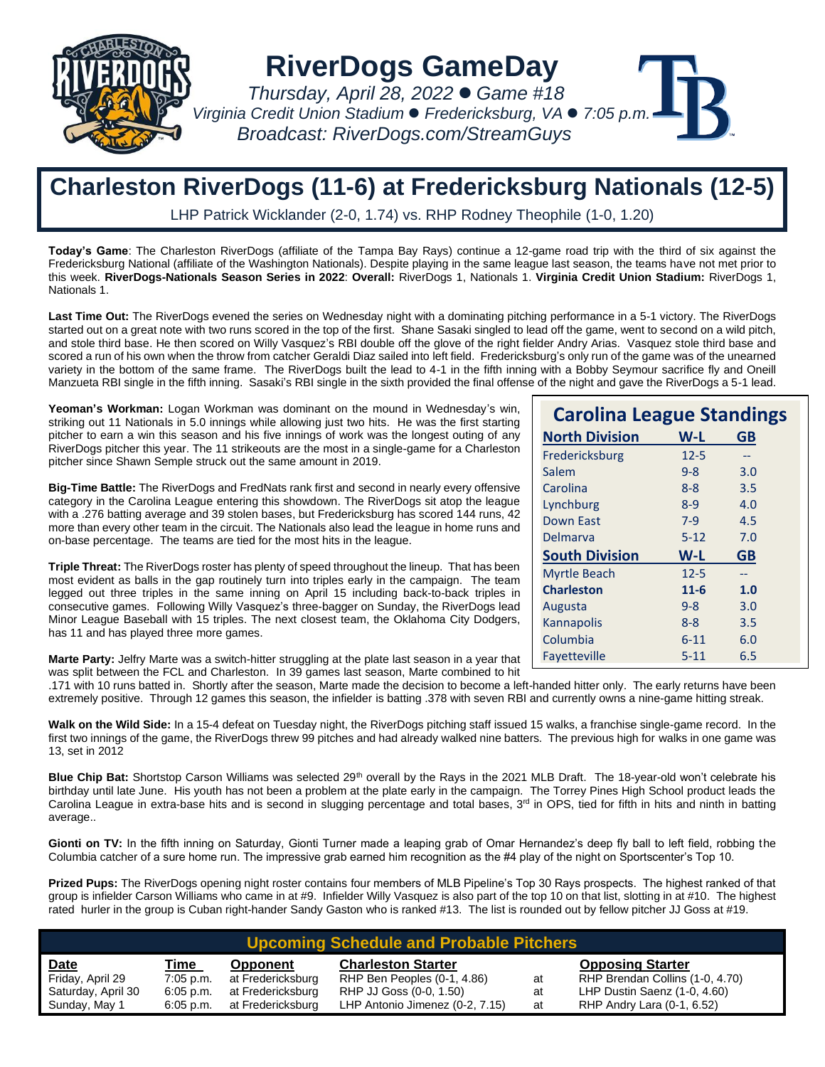# RiverDogs GameDay

*Thursday, April 28, 2022 ● Game #18*
*Virginia Credit Union Stadium ● Fredericksburg, VA ● 7:05 p.m.*
*Broadcast: RiverDogs.com/StreamGuys*

## Charleston RiverDogs (11-6) at Fredericksburg Nationals (12-5)

LHP Patrick Wicklander (2-0, 1.74) vs. RHP Rodney Theophile (1-0, 1.20)

**Today's Game**: The Charleston RiverDogs (affiliate of the Tampa Bay Rays) continue a 12-game road trip with the third of six against the Fredericksburg National (affiliate of the Washington Nationals). Despite playing in the same league last season, the teams have not met prior to this week. **RiverDogs-Nationals Season Series in 2022**: **Overall:** RiverDogs 1, Nationals 1. **Virginia Credit Union Stadium:** RiverDogs 1, Nationals 1.

**Last Time Out:** The RiverDogs evened the series on Wednesday night with a dominating pitching performance in a 5-1 victory. The RiverDogs started out on a great note with two runs scored in the top of the first. Shane Sasaki singled to lead off the game, went to second on a wild pitch, and stole third base. He then scored on Willy Vasquez's RBI double off the glove of the right fielder Andry Arias. Vasquez stole third base and scored a run of his own when the throw from catcher Geraldi Diaz sailed into left field. Fredericksburg's only run of the game was of the unearned variety in the bottom of the same frame. The RiverDogs built the lead to 4-1 in the fifth inning with a Bobby Seymour sacrifice fly and Oneill Manzueta RBI single in the fifth inning. Sasaki's RBI single in the sixth provided the final offense of the night and gave the RiverDogs a 5-1 lead.

**Yeoman's Workman:** Logan Workman was dominant on the mound in Wednesday's win, striking out 11 Nationals in 5.0 innings while allowing just two hits. He was the first starting pitcher to earn a win this season and his five innings of work was the longest outing of any RiverDogs pitcher this year. The 11 strikeouts are the most in a single-game for a Charleston pitcher since Shawn Semple struck out the same amount in 2019.

**Big-Time Battle:** The RiverDogs and FredNats rank first and second in nearly every offensive category in the Carolina League entering this showdown. The RiverDogs sit atop the league with a .276 batting average and 39 stolen bases, but Fredericksburg has scored 144 runs, 42 more than every other team in the circuit. The Nationals also lead the league in home runs and on-base percentage. The teams are tied for the most hits in the league.

**Triple Threat:** The RiverDogs roster has plenty of speed throughout the lineup. That has been most evident as balls in the gap routinely turn into triples early in the campaign. The team legged out three triples in the same inning on April 15 including back-to-back triples in consecutive games. Following Willy Vasquez's three-bagger on Sunday, the RiverDogs lead Minor League Baseball with 15 triples. The next closest team, the Oklahoma City Dodgers, has 11 and has played three more games.

**Marte Party:** Jelfry Marte was a switch-hitter struggling at the plate last season in a year that was split between the FCL and Charleston. In 39 games last season, Marte combined to hit .171 with 10 runs batted in. Shortly after the season, Marte made the decision to become a left-handed hitter only. The early returns have been extremely positive. Through 12 games this season, the infielder is batting .378 with seven RBI and currently owns a nine-game hitting streak.

### Carolina League Standings

| North Division | W-L | GB |
|---|---|---|
| Fredericksburg | 12-5 | -- |
| Salem | 9-8 | 3.0 |
| Carolina | 8-8 | 3.5 |
| Lynchburg | 8-9 | 4.0 |
| Down East | 7-9 | 4.5 |
| Delmarva | 5-12 | 7.0 |
| **South Division** | **W-L** | **GB** |
| Myrtle Beach | 12-5 | -- |
| **Charleston** | **11-6** | **1.0** |
| Augusta | 9-8 | 3.0 |
| Kannapolis | 8-8 | 3.5 |
| Columbia | 6-11 | 6.0 |
| Fayetteville | 5-11 | 6.5 |

**Walk on the Wild Side:** In a 15-4 defeat on Tuesday night, the RiverDogs pitching staff issued 15 walks, a franchise single-game record. In the first two innings of the game, the RiverDogs threw 99 pitches and had already walked nine batters. The previous high for walks in one game was 13, set in 2012

**Blue Chip Bat:** Shortstop Carson Williams was selected 29th overall by the Rays in the 2021 MLB Draft. The 18-year-old won't celebrate his birthday until late June. His youth has not been a problem at the plate early in the campaign. The Torrey Pines High School product leads the Carolina League in extra-base hits and is second in slugging percentage and total bases, 3rd in OPS, tied for fifth in hits and ninth in batting average..

**Gionti on TV:** In the fifth inning on Saturday, Gionti Turner made a leaping grab of Omar Hernandez's deep fly ball to left field, robbing the Columbia catcher of a sure home run. The impressive grab earned him recognition as the #4 play of the night on Sportscenter's Top 10.

**Prized Pups:** The RiverDogs opening night roster contains four members of MLB Pipeline's Top 30 Rays prospects. The highest ranked of that group is infielder Carson Williams who came in at #9. Infielder Willy Vasquez is also part of the top 10 on that list, slotting in at #10. The highest rated hurler in the group is Cuban right-hander Sandy Gaston who is ranked #13. The list is rounded out by fellow pitcher JJ Goss at #19.

### Upcoming Schedule and Probable Pitchers

| Date | Time | Opponent | Charleston Starter | | Opposing Starter |
|---|---|---|---|---|---|
| Friday, April 29 | 7:05 p.m. | at Fredericksburg | RHP Ben Peoples (0-1, 4.86) | at | RHP Brendan Collins (1-0, 4.70) |
| Saturday, April 30 | 6:05 p.m. | at Fredericksburg | RHP JJ Goss (0-0, 1.50) | at | LHP Dustin Saenz (1-0, 4.60) |
| Sunday, May 1 | 6:05 p.m. | at Fredericksburg | LHP Antonio Jimenez (0-2, 7.15) | at | RHP Andry Lara (0-1, 6.52) |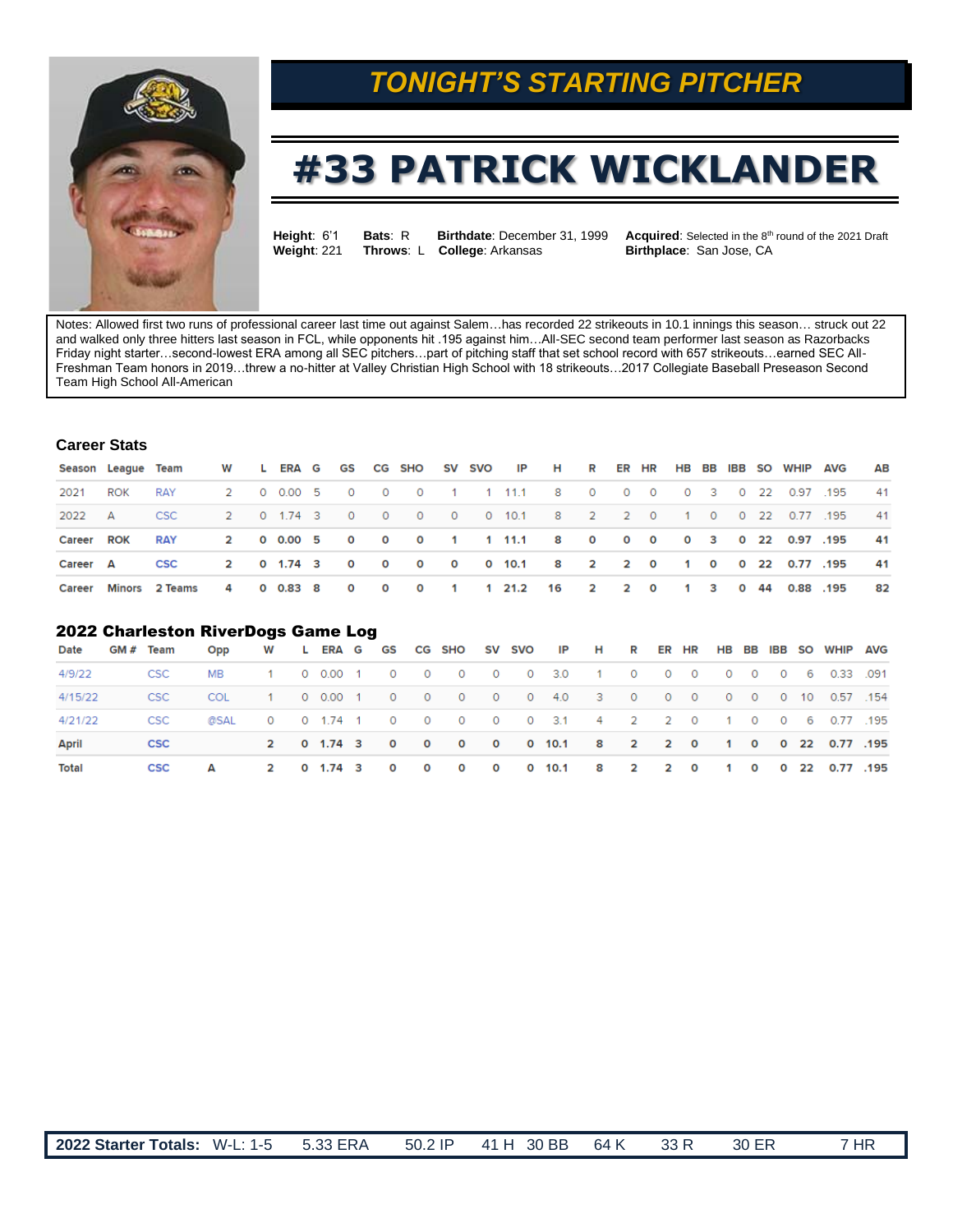## TONIGHT'S STARTING PITCHER

# #33 PATRICK WICKLANDER

**Height**: 6'1
**Weight**: 221

**Bats**: R
**Throws**: L

**Birthdate**: December 31, 1999
**College**: Arkansas

**Acquired**: Selected in the 8th round of the 2021 Draft
**Birthplace**: San Jose, CA

Notes: Allowed first two runs of professional career last time out against Salem…has recorded 22 strikeouts in 10.1 innings this season… struck out 22 and walked only three hitters last season in FCL, while opponents hit .195 against him…All-SEC second team performer last season as Razorbacks Friday night starter…second-lowest ERA among all SEC pitchers…part of pitching staff that set school record with 657 strikeouts…earned SEC All-Freshman Team honors in 2019…threw a no-hitter at Valley Christian High School with 18 strikeouts…2017 Collegiate Baseball Preseason Second Team High School All-American

### Career Stats

| Season | League | Team | W | L | ERA | G | GS | CG | SHO | SV | SVO | IP | H | R | ER | HR | HB | BB | IBB | SO | WHIP | AVG | AB |
|---|---|---|---|---|---|---|---|---|---|---|---|---|---|---|---|---|---|---|---|---|---|---|---|
| 2021 | ROK | RAY | 2 | 0 | 0.00 | 5 | 0 | 0 | 0 | 1 | 1 | 11.1 | 8 | 0 | 0 | 0 | 0 | 3 | 0 | 22 | 0.97 | .195 | 41 |
| 2022 | A | CSC | 2 | 0 | 1.74 | 3 | 0 | 0 | 0 | 0 | 0 | 10.1 | 8 | 2 | 2 | 0 | 1 | 0 | 0 | 22 | 0.77 | .195 | 41 |
| **Career** | **ROK** | **RAY** | **2** | **0** | **0.00** | **5** | **0** | **0** | **0** | **1** | **1** | **11.1** | **8** | **0** | **0** | **0** | **0** | **3** | **0** | **22** | **0.97** | **.195** | **41** |
| **Career** | **A** | **CSC** | **2** | **0** | **1.74** | **3** | **0** | **0** | **0** | **0** | **0** | **10.1** | **8** | **2** | **2** | **0** | **1** | **0** | **0** | **22** | **0.77** | **.195** | **41** |
| **Career** | **Minors** | **2 Teams** | **4** | **0** | **0.83** | **8** | **0** | **0** | **0** | **1** | **1** | **21.2** | **16** | **2** | **2** | **0** | **1** | **3** | **0** | **44** | **0.88** | **.195** | **82** |

### 2022 Charleston RiverDogs Game Log

| Date | GM # | Team | Opp | W | L | ERA | G | GS | CG | SHO | SV | SVO | IP | H | R | ER | HR | HB | BB | IBB | SO | WHIP | AVG |
|---|---|---|---|---|---|---|---|---|---|---|---|---|---|---|---|---|---|---|---|---|---|---|---|
| 4/9/22 | | CSC | MB | 1 | 0 | 0.00 | 1 | 0 | 0 | 0 | 0 | 0 | 3.0 | 1 | 0 | 0 | 0 | 0 | 0 | 0 | 6 | 0.33 | .091 |
| 4/15/22 | | CSC | COL | 1 | 0 | 0.00 | 1 | 0 | 0 | 0 | 0 | 0 | 4.0 | 3 | 0 | 0 | 0 | 0 | 0 | 0 | 10 | 0.57 | .154 |
| 4/21/22 | | CSC | @SAL | 0 | 0 | 1.74 | 1 | 0 | 0 | 0 | 0 | 0 | 3.1 | 4 | 2 | 2 | 0 | 1 | 0 | 0 | 6 | 0.77 | .195 |
| **April** | | **CSC** | | **2** | **0** | **1.74** | **3** | **0** | **0** | **0** | **0** | **0** | **10.1** | **8** | **2** | **2** | **0** | **1** | **0** | **0** | **22** | **0.77** | **.195** |
| **Total** | | **CSC** | **A** | **2** | **0** | **1.74** | **3** | **0** | **0** | **0** | **0** | **0** | **10.1** | **8** | **2** | **2** | **0** | **1** | **0** | **0** | **22** | **0.77** | **.195** |

**2022 Starter Totals:** W-L: 1-5 5.33 ERA 50.2 IP 41 H 30 BB 64 K 33 R 30 ER 7 HR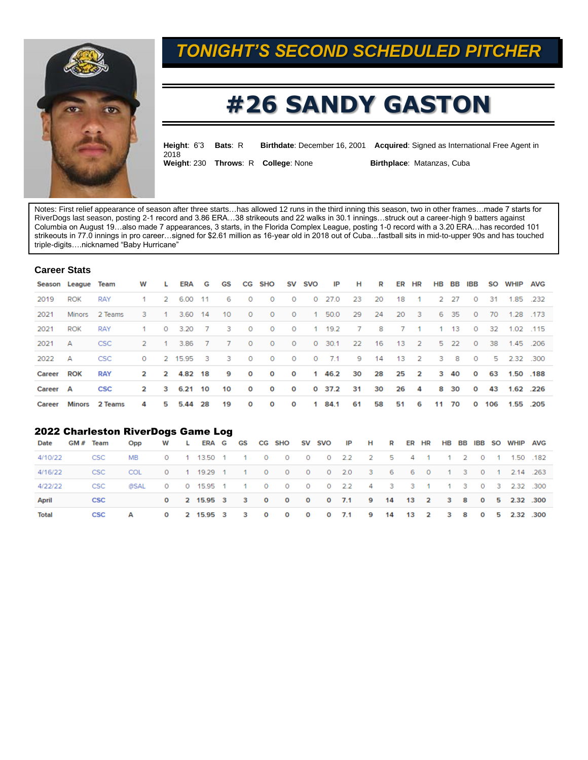# TONIGHT'S SECOND SCHEDULED PITCHER

# #26 SANDY GASTON

**Height**: 6'3 **Bats**: R **Birthdate**: December 16, 2001 **Acquired**: Signed as International Free Agent in 2018
**Weight**: 230 **Throws**: R **College**: None **Birthplace**: Matanzas, Cuba

Notes: First relief appearance of season after three starts…has allowed 12 runs in the third inning this season, two in other frames…made 7 starts for RiverDogs last season, posting 2-1 record and 3.86 ERA…38 strikeouts and 22 walks in 30.1 innings…struck out a career-high 9 batters against Columbia on August 19…also made 7 appearances, 3 starts, in the Florida Complex League, posting 1-0 record with a 3.20 ERA…has recorded 101 strikeouts in 77.0 innings in pro career…signed for $2.61 million as 16-year old in 2018 out of Cuba…fastball sits in mid-to-upper 90s and has touched triple-digits….nicknamed "Baby Hurricane"

## Career Stats

| Season | League | Team | W | L | ERA | G | GS | CG | SHO | SV | SVO | IP | H | R | ER | HR | HB | BB | IBB | SO | WHIP | AVG |
|---|---|---|---|---|---|---|---|---|---|---|---|---|---|---|---|---|---|---|---|---|---|---|
| 2019 | ROK | RAY | 1 | 2 | 6.00 | 11 | 6 | 0 | 0 | 0 | 0 | 27.0 | 23 | 20 | 18 | 1 | 2 | 27 | 0 | 31 | 1.85 | .232 |
| 2021 | Minors | 2 Teams | 3 | 1 | 3.60 | 14 | 10 | 0 | 0 | 0 | 1 | 50.0 | 29 | 24 | 20 | 3 | 6 | 35 | 0 | 70 | 1.28 | .173 |
| 2021 | ROK | RAY | 1 | 0 | 3.20 | 7 | 3 | 0 | 0 | 0 | 1 | 19.2 | 7 | 8 | 7 | 1 | 1 | 13 | 0 | 32 | 1.02 | .115 |
| 2021 | A | CSC | 2 | 1 | 3.86 | 7 | 7 | 0 | 0 | 0 | 0 | 30.1 | 22 | 16 | 13 | 2 | 5 | 22 | 0 | 38 | 1.45 | .206 |
| 2022 | A | CSC | 0 | 2 | 15.95 | 3 | 3 | 0 | 0 | 0 | 0 | 7.1 | 9 | 14 | 13 | 2 | 3 | 8 | 0 | 5 | 2.32 | .300 |
| **Career** | **ROK** | **RAY** | **2** | **2** | **4.82** | **18** | **9** | **0** | **0** | **0** | **1** | **46.2** | **30** | **28** | **25** | **2** | **3** | **40** | **0** | **63** | **1.50** | **.188** |
| **Career** | **A** | **CSC** | **2** | **3** | **6.21** | **10** | **10** | **0** | **0** | **0** | **0** | **37.2** | **31** | **30** | **26** | **4** | **8** | **30** | **0** | **43** | **1.62** | **.226** |
| **Career** | **Minors** | **2 Teams** | **4** | **5** | **5.44** | **28** | **19** | **0** | **0** | **0** | **1** | **84.1** | **61** | **58** | **51** | **6** | **11** | **70** | **0** | **106** | **1.55** | **.205** |

## 2022 Charleston RiverDogs Game Log

| Date | GM # | Team | Opp | W | L | ERA | G | GS | CG | SHO | SV | SVO | IP | H | R | ER | HR | HB | BB | IBB | SO | WHIP | AVG |
|---|---|---|---|---|---|---|---|---|---|---|---|---|---|---|---|---|---|---|---|---|---|---|---|
| 4/10/22 | | CSC | MB | 0 | 1 | 13.50 | 1 | 1 | 0 | 0 | 0 | 0 | 2.2 | 2 | 5 | 4 | 1 | 1 | 2 | 0 | 1 | 1.50 | .182 |
| 4/16/22 | | CSC | COL | 0 | 1 | 19.29 | 1 | 1 | 0 | 0 | 0 | 0 | 2.0 | 3 | 6 | 6 | 0 | 1 | 3 | 0 | 1 | 2.14 | .263 |
| 4/22/22 | | CSC | @SAL | 0 | 0 | 15.95 | 1 | 1 | 0 | 0 | 0 | 0 | 2.2 | 4 | 3 | 3 | 1 | 1 | 3 | 0 | 3 | 2.32 | .300 |
| **April** | | **CSC** | | **0** | **2** | **15.95** | **3** | **3** | **0** | **0** | **0** | **0** | **7.1** | **9** | **14** | **13** | **2** | **3** | **8** | **0** | **5** | **2.32** | **.300** |
| **Total** | | **CSC** | **A** | **0** | **2** | **15.95** | **3** | **3** | **0** | **0** | **0** | **0** | **7.1** | **9** | **14** | **13** | **2** | **3** | **8** | **0** | **5** | **2.32** | **.300** |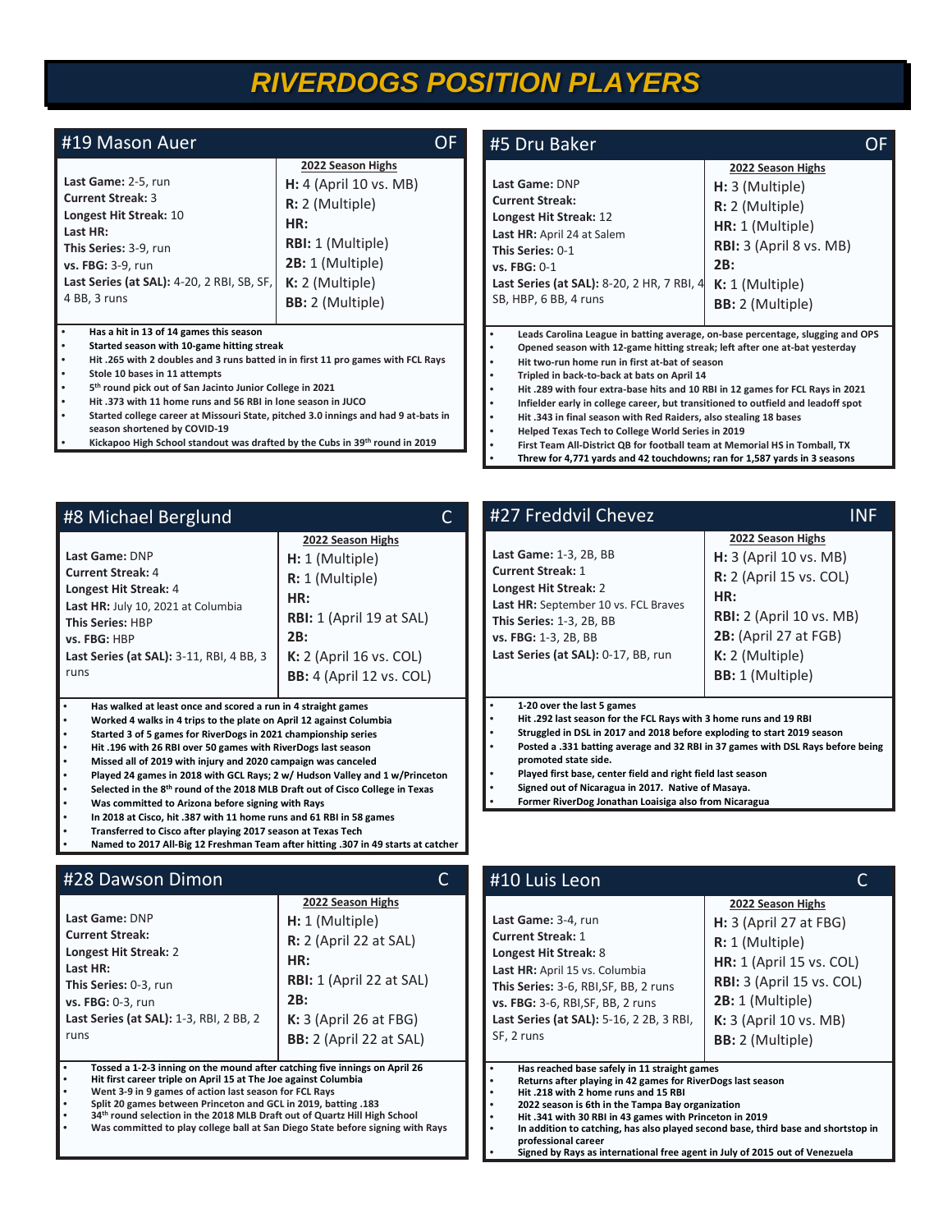# RIVERDOGS POSITION PLAYERS

## #19 Mason Auer — OF

**Last Game:** 2-5, run
**Current Streak:** 3
**Longest Hit Streak:** 10
**Last HR:**
**This Series:** 3-9, run
**vs. FBG:** 3-9, run
**Last Series (at SAL):** 4-20, 2 RBI, SB, SF, 4 BB, 3 runs

**2022 Season Highs**
- **H:** 4 (April 10 vs. MB)
- **R:** 2 (Multiple)
- **HR:**
- **RBI:** 1 (Multiple)
- **2B:** 1 (Multiple)
- **K:** 2 (Multiple)
- **BB:** 2 (Multiple)

- Has a hit in 13 of 14 games this season
- Started season with 10-game hitting streak
- Hit .265 with 2 doubles and 3 runs batted in in first 11 pro games with FCL Rays
- Stole 10 bases in 11 attempts
- 5th round pick out of San Jacinto Junior College in 2021
- Hit .373 with 11 home runs and 56 RBI in lone season in JUCO
- Started college career at Missouri State, pitched 3.0 innings and had 9 at-bats in season shortened by COVID-19
- Kickapoo High School standout was drafted by the Cubs in 39th round in 2019

## #5 Dru Baker — OF

**Last Game:** DNP
**Current Streak:**
**Longest Hit Streak:** 12
**Last HR:** April 24 at Salem
**This Series:** 0-1
**vs. FBG:** 0-1
**Last Series (at SAL):** 8-20, 2 HR, 7 RBI, 4 SB, HBP, 6 BB, 4 runs

**2022 Season Highs**
- **H:** 3 (Multiple)
- **R:** 2 (Multiple)
- **HR:** 1 (Multiple)
- **RBI:** 3 (April 8 vs. MB)
- **2B:**
- **K:** 1 (Multiple)
- **BB:** 2 (Multiple)

- Leads Carolina League in batting average, on-base percentage, slugging and OPS
- Opened season with 12-game hitting streak; left after one at-bat yesterday
- Hit two-run home run in first at-bat of season
- Tripled in back-to-back at bats on April 14
- Hit .289 with four extra-base hits and 10 RBI in 12 games for FCL Rays in 2021
- Infielder early in college career, but transitioned to outfield and leadoff spot
- Hit .343 in final season with Red Raiders, also stealing 18 bases
- Helped Texas Tech to College World Series in 2019
- First Team All-District QB for football team at Memorial HS in Tomball, TX
- Threw for 4,771 yards and 42 touchdowns; ran for 1,587 yards in 3 seasons

## #8 Michael Berglund — C

**Last Game:** DNP
**Current Streak:** 4
**Longest Hit Streak:** 4
**Last HR:** July 10, 2021 at Columbia
**This Series:** HBP
**vs. FBG:** HBP
**Last Series (at SAL):** 3-11, RBI, 4 BB, 3 runs

**2022 Season Highs**
- **H:** 1 (Multiple)
- **R:** 1 (Multiple)
- **HR:**
- **RBI:** 1 (April 19 at SAL)
- **2B:**
- **K:** 2 (April 16 vs. COL)
- **BB:** 4 (April 12 vs. COL)

- Has walked at least once and scored a run in 4 straight games
- Worked 4 walks in 4 trips to the plate on April 12 against Columbia
- Started 3 of 5 games for RiverDogs in 2021 championship series
- Hit .196 with 26 RBI over 50 games with RiverDogs last season
- Missed all of 2019 with injury and 2020 campaign was canceled
- Played 24 games in 2018 with GCL Rays; 2 w/ Hudson Valley and 1 w/Princeton
- Selected in the 8th round of the 2018 MLB Draft out of Cisco College in Texas
- Was committed to Arizona before signing with Rays
- In 2018 at Cisco, hit .387 with 11 home runs and 61 RBI in 58 games
- Transferred to Cisco after playing 2017 season at Texas Tech
- Named to 2017 All-Big 12 Freshman Team after hitting .307 in 49 starts at catcher

## #27 Freddvil Chevez — INF

**Last Game:** 1-3, 2B, BB
**Current Streak:** 1
**Longest Hit Streak:** 2
**Last HR:** September 10 vs. FCL Braves
**This Series:** 1-3, 2B, BB
**vs. FBG:** 1-3, 2B, BB
**Last Series (at SAL):** 0-17, BB, run

**2022 Season Highs**
- **H:** 3 (April 10 vs. MB)
- **R:** 2 (April 15 vs. COL)
- **HR:**
- **RBI:** 2 (April 10 vs. MB)
- **2B:** (April 27 at FGB)
- **K:** 2 (Multiple)
- **BB:** 1 (Multiple)

- 1-20 over the last 5 games
- Hit .292 last season for the FCL Rays with 3 home runs and 19 RBI
- Struggled in DSL in 2017 and 2018 before exploding to start 2019 season
- Posted a .331 batting average and 32 RBI in 37 games with DSL Rays before being promoted state side.
- Played first base, center field and right field last season
- Signed out of Nicaragua in 2017. Native of Masaya.
- Former RiverDog Jonathan Loaisiga also from Nicaragua

## #28 Dawson Dimon — C

**Last Game:** DNP
**Current Streak:**
**Longest Hit Streak:** 2
**Last HR:**
**This Series:** 0-3, run
**vs. FBG:** 0-3, run
**Last Series (at SAL):** 1-3, RBI, 2 BB, 2 runs

**2022 Season Highs**
- **H:** 1 (Multiple)
- **R:** 2 (April 22 at SAL)
- **HR:**
- **RBI:** 1 (April 22 at SAL)
- **2B:**
- **K:** 3 (April 26 at FBG)
- **BB:** 2 (April 22 at SAL)

- Tossed a 1-2-3 inning on the mound after catching five innings on April 26
- Hit first career triple on April 15 at The Joe against Columbia
- Went 3-9 in 9 games of action last season for FCL Rays
- Split 20 games between Princeton and GCL in 2019, batting .183
- 34th round selection in the 2018 MLB Draft out of Quartz Hill High School
- Was committed to play college ball at San Diego State before signing with Rays

## #10 Luis Leon — C

**Last Game:** 3-4, run
**Current Streak:** 1
**Longest Hit Streak:** 8
**Last HR:** April 15 vs. Columbia
**This Series:** 3-6, RBI,SF, BB, 2 runs
**vs. FBG:** 3-6, RBI,SF, BB, 2 runs
**Last Series (at SAL):** 5-16, 2 2B, 3 RBI, SF, 2 runs

**2022 Season Highs**
- **H:** 3 (April 27 at FBG)
- **R:** 1 (Multiple)
- **HR:** 1 (April 15 vs. COL)
- **RBI:** 3 (April 15 vs. COL)
- **2B:** 1 (Multiple)
- **K:** 3 (April 10 vs. MB)
- **BB:** 2 (Multiple)

- Has reached base safely in 11 straight games
- Returns after playing in 42 games for RiverDogs last season
- Hit .218 with 2 home runs and 15 RBI
- 2022 season is 6th in the Tampa Bay organization
- Hit .341 with 30 RBI in 43 games with Princeton in 2019
- In addition to catching, has also played second base, third base and shortstop in professional career
- Signed by Rays as international free agent in July of 2015 out of Venezuela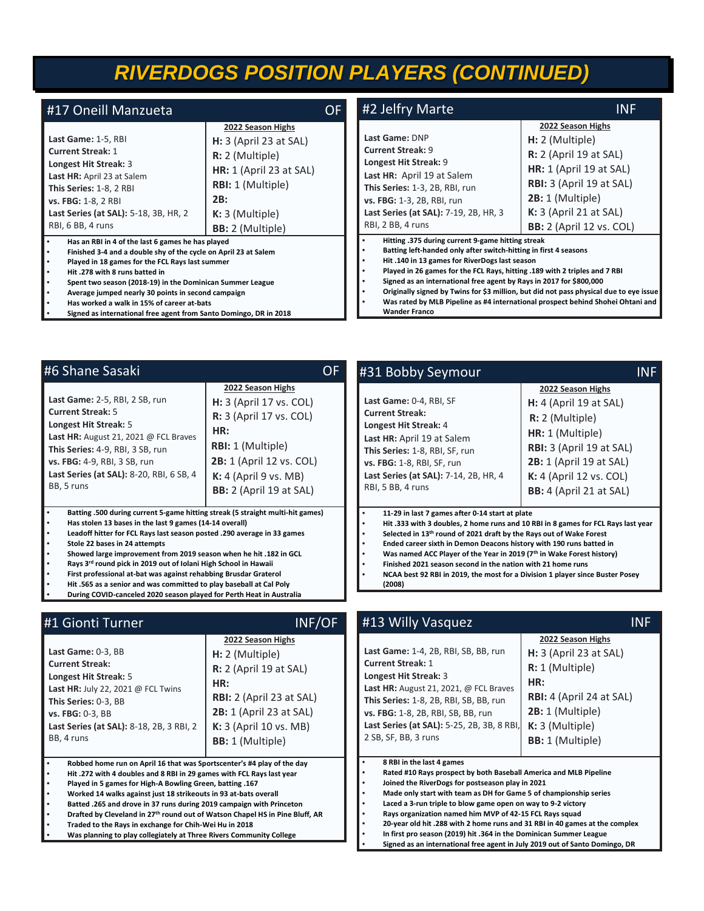# RIVERDOGS POSITION PLAYERS (CONTINUED)

## #17 Oneill Manzueta — OF

**Last Game:** 1-5, RBI
**Current Streak:** 1
**Longest Hit Streak:** 3
**Last HR:** April 23 at Salem
**This Series:** 1-8, 2 RBI
**vs. FBG:** 1-8, 2 RBI
**Last Series (at SAL):** 5-18, 3B, HR, 2 RBI, 6 BB, 4 runs

**2022 Season Highs**
- **H:** 3 (April 23 at SAL)
- **R:** 2 (Multiple)
- **HR:** 1 (April 23 at SAL)
- **RBI:** 1 (Multiple)
- **2B:**
- **K:** 3 (Multiple)
- **BB:** 2 (Multiple)

- Has an RBI in 4 of the last 6 games he has played
- Finished 3-4 and a double shy of the cycle on April 23 at Salem
- Played in 18 games for the FCL Rays last summer
- Hit .278 with 8 runs batted in
- Spent two season (2018-19) in the Dominican Summer League
- Average jumped nearly 30 points in second campaign
- Has worked a walk in 15% of career at-bats
- Signed as international free agent from Santo Domingo, DR in 2018

## #2 Jelfry Marte — INF

**Last Game:** DNP
**Current Streak:** 9
**Longest Hit Streak:** 9
**Last HR:** April 19 at Salem
**This Series:** 1-3, 2B, RBI, run
**vs. FBG:** 1-3, 2B, RBI, run
**Last Series (at SAL):** 7-19, 2B, HR, 3 RBI, 2 BB, 4 runs

**2022 Season Highs**
- **H:** 2 (Multiple)
- **R:** 2 (April 19 at SAL)
- **HR:** 1 (April 19 at SAL)
- **RBI:** 3 (April 19 at SAL)
- **2B:** 1 (Multiple)
- **K:** 3 (April 21 at SAL)
- **BB:** 2 (April 12 vs. COL)

- Hitting .375 during current 9-game hitting streak
- Batting left-handed only after switch-hitting in first 4 seasons
- Hit .140 in 13 games for RiverDogs last season
- Played in 26 games for the FCL Rays, hitting .189 with 2 triples and 7 RBI
- Signed as an international free agent by Rays in 2017 for $800,000
- Originally signed by Twins for $3 million, but did not pass physical due to eye issue
- Was rated by MLB Pipeline as #4 international prospect behind Shohei Ohtani and Wander Franco

## #6 Shane Sasaki — OF

**Last Game:** 2-5, RBI, 2 SB, run
**Current Streak:** 5
**Longest Hit Streak:** 5
**Last HR:** August 21, 2021 @ FCL Braves
**This Series:** 4-9, RBI, 3 SB, run
**vs. FBG:** 4-9, RBI, 3 SB, run
**Last Series (at SAL):** 8-20, RBI, 6 SB, 4 BB, 5 runs

**2022 Season Highs**
- **H:** 3 (April 17 vs. COL)
- **R:** 3 (April 17 vs. COL)
- **HR:**
- **RBI:** 1 (Multiple)
- **2B:** 1 (April 12 vs. COL)
- **K:** 4 (April 9 vs. MB)
- **BB:** 2 (April 19 at SAL)

- Batting .500 during current 5-game hitting streak (5 straight multi-hit games)
- Has stolen 13 bases in the last 9 games (14-14 overall)
- Leadoff hitter for FCL Rays last season posted .290 average in 33 games
- Stole 22 bases in 24 attempts
- Showed large improvement from 2019 season when he hit .182 in GCL
- Rays 3rd round pick in 2019 out of Iolani High School in Hawaii
- First professional at-bat was against rehabbing Brusdar Graterol
- Hit .565 as a senior and was committed to play baseball at Cal Poly
- During COVID-canceled 2020 season played for Perth Heat in Australia

## #31 Bobby Seymour — INF

**Last Game:** 0-4, RBI, SF
**Current Streak:**
**Longest Hit Streak:** 4
**Last HR:** April 19 at Salem
**This Series:** 1-8, RBI, SF, run
**vs. FBG:** 1-8, RBI, SF, run
**Last Series (at SAL):** 7-14, 2B, HR, 4 RBI, 5 BB, 4 runs

**2022 Season Highs**
- **H:** 4 (April 19 at SAL)
- **R:** 2 (Multiple)
- **HR:** 1 (April 19 at SAL)
- **RBI:** 3 (April 19 at SAL)
- **2B:** 1 (April 19 at SAL)
- **K:** 4 (April 12 vs. COL)
- **BB:** 4 (April 21 at SAL)

- 11-29 in last 7 games after 0-14 start at plate
- Hit .333 with 3 doubles, 2 home runs and 10 RBI in 8 games for FCL Rays last year
- Selected in 13th round of 2021 draft by the Rays out of Wake Forest
- Ended career sixth in Demon Deacons history with 190 runs batted in
- Was named ACC Player of the Year in 2019 (7th in Wake Forest history)
- Finished 2021 season second in the nation with 21 home runs
- NCAA best 92 RBI in 2019, the most for a Division 1 player since Buster Posey (2008)

## #1 Gionti Turner — INF/OF

**Last Game:** 0-3, BB
**Current Streak:**
**Longest Hit Streak:** 5
**Last HR:** July 22, 2021 @ FCL Twins
**This Series:** 0-3, BB
**vs. FBG:** 0-3, BB
**Last Series (at SAL):** 8-18, 2B, 3 RBI, 2 BB, 4 runs

**2022 Season Highs**
- **H:** 2 (Multiple)
- **R:** 2 (April 19 at SAL)
- **HR:**
- **RBI:** 2 (April 23 at SAL)
- **2B:** 1 (April 23 at SAL)
- **K:** 3 (April 10 vs. MB)
- **BB:** 1 (Multiple)

- Robbed home run on April 16 that was Sportscenter's #4 play of the day
- Hit .272 with 4 doubles and 8 RBI in 29 games with FCL Rays last year
- Played in 5 games for High-A Bowling Green, batting .167
- Worked 14 walks against just 18 strikeouts in 93 at-bats overall
- Batted .265 and drove in 37 runs during 2019 campaign with Princeton
- Drafted by Cleveland in 27th round out of Watson Chapel HS in Pine Bluff, AR
- Traded to the Rays in exchange for Chih-Wei Hu in 2018
- Was planning to play collegiately at Three Rivers Community College

## #13 Willy Vasquez — INF

**Last Game:** 1-4, 2B, RBI, SB, BB, run
**Current Streak:** 1
**Longest Hit Streak:** 3
**Last HR:** August 21, 2021, @ FCL Braves
**This Series:** 1-8, 2B, RBI, SB, BB, run
**vs. FBG:** 1-8, 2B, RBI, SB, BB, run
**Last Series (at SAL):** 5-25, 2B, 3B, 8 RBI, 2 SB, SF, BB, 3 runs

**2022 Season Highs**
- **H:** 3 (April 23 at SAL)
- **R:** 1 (Multiple)
- **HR:**
- **RBI:** 4 (April 24 at SAL)
- **2B:** 1 (Multiple)
- **K:** 3 (Multiple)
- **BB:** 1 (Multiple)

- 8 RBI in the last 4 games
- Rated #10 Rays prospect by both Baseball America and MLB Pipeline
- Joined the RiverDogs for postseason play in 2021
- Made only start with team as DH for Game 5 of championship series
- Laced a 3-run triple to blow game open on way to 9-2 victory
- Rays organization named him MVP of 42-15 FCL Rays squad
- 20-year old hit .288 with 2 home runs and 31 RBI in 40 games at the complex
- In first pro season (2019) hit .364 in the Dominican Summer League
- Signed as an international free agent in July 2019 out of Santo Domingo, DR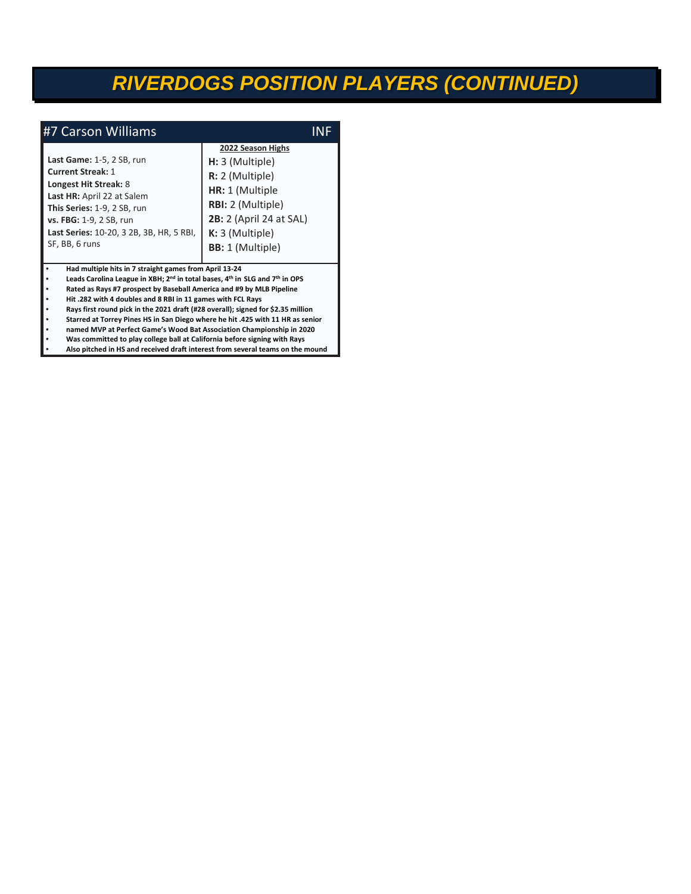# *RIVERDOGS POSITION PLAYERS (CONTINUED)*

## #7 Carson Williams — INF

**Last Game:** 1-5, 2 SB, run
**Current Streak:** 1
**Longest Hit Streak:** 8
**Last HR:** April 22 at Salem
**This Series:** 1-9, 2 SB, run
**vs. FBG:** 1-9, 2 SB, run
**Last Series:** 10-20, 3 2B, 3B, HR, 5 RBI, SF, BB, 6 runs

**2022 Season Highs**

**H:** 3 (Multiple)
**R:** 2 (Multiple)
**HR:** 1 (Multiple
**RBI:** 2 (Multiple)
**2B:** 2 (April 24 at SAL)
**K:** 3 (Multiple)
**BB:** 1 (Multiple)

- **Had multiple hits in 7 straight games from April 13-24**
- **Leads Carolina League in XBH; 2nd in total bases, 4th in SLG and 7th in OPS**
- **Rated as Rays #7 prospect by Baseball America and #9 by MLB Pipeline**
- **Hit .282 with 4 doubles and 8 RBI in 11 games with FCL Rays**
- **Rays first round pick in the 2021 draft (#28 overall); signed for $2.35 million**
- **Starred at Torrey Pines HS in San Diego where he hit .425 with 11 HR as senior**
- **named MVP at Perfect Game's Wood Bat Association Championship in 2020**
- **Was committed to play college ball at California before signing with Rays**
- **Also pitched in HS and received draft interest from several teams on the mound**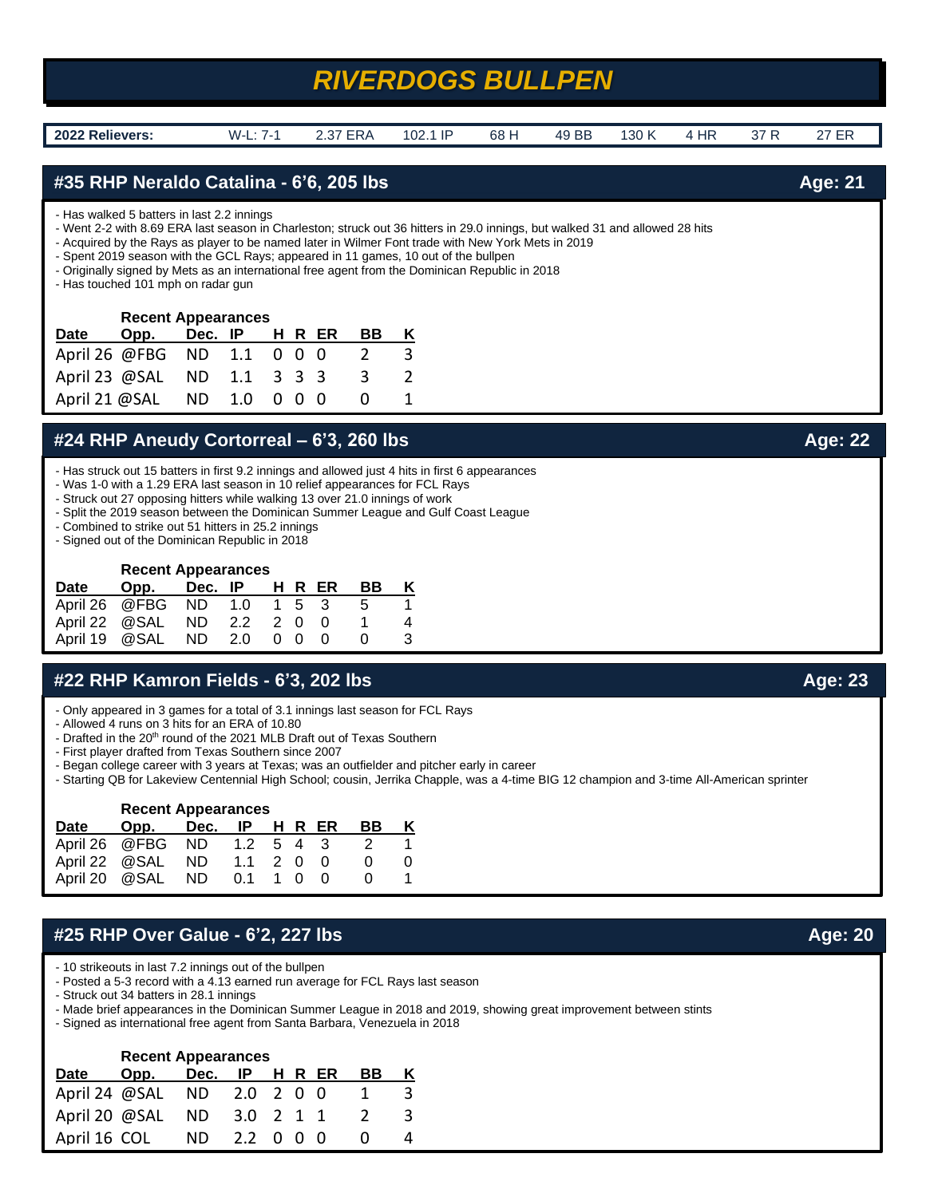# RIVERDOGS BULLPEN

| 2022 Relievers: | W-L: 7-1 | 2.37 ERA | 102.1 IP | 68 H | 49 BB | 130 K | 4 HR | 37 R | 27 ER |
|---|---|---|---|---|---|---|---|---|---|

## #35 RHP Neraldo Catalina - 6'6, 205 lbs — Age: 21

- Has walked 5 batters in last 2.2 innings
- Went 2-2 with 8.69 ERA last season in Charleston; struck out 36 hitters in 29.0 innings, but walked 31 and allowed 28 hits
- Acquired by the Rays as player to be named later in Wilmer Font trade with New York Mets in 2019
- Spent 2019 season with the GCL Rays; appeared in 11 games, 10 out of the bullpen
- Originally signed by Mets as an international free agent from the Dominican Republic in 2018
- Has touched 101 mph on radar gun

**Recent Appearances**

| Date | Opp. | Dec. | IP | H | R | ER | BB | K |
|---|---|---|---|---|---|---|---|---|
| April 26 | @FBG | ND | 1.1 | 0 | 0 | 0 | 2 | 3 |
| April 23 | @SAL | ND | 1.1 | 3 | 3 | 3 | 3 | 2 |
| April 21 | @SAL | ND | 1.0 | 0 | 0 | 0 | 0 | 1 |

## #24 RHP Aneudy Cortorreal – 6'3, 260 lbs — Age: 22

- Has struck out 15 batters in first 9.2 innings and allowed just 4 hits in first 6 appearances
- Was 1-0 with a 1.29 ERA last season in 10 relief appearances for FCL Rays
- Struck out 27 opposing hitters while walking 13 over 21.0 innings of work
- Split the 2019 season between the Dominican Summer League and Gulf Coast League
- Combined to strike out 51 hitters in 25.2 innings
- Signed out of the Dominican Republic in 2018

**Recent Appearances**

| Date | Opp. | Dec. | IP | H | R | ER | BB | K |
|---|---|---|---|---|---|---|---|---|
| April 26 | @FBG | ND | 1.0 | 1 | 5 | 3 | 5 | 1 |
| April 22 | @SAL | ND | 2.2 | 2 | 0 | 0 | 1 | 4 |
| April 19 | @SAL | ND | 2.0 | 0 | 0 | 0 | 0 | 3 |

## #22 RHP Kamron Fields - 6'3, 202 lbs — Age: 23

- Only appeared in 3 games for a total of 3.1 innings last season for FCL Rays
- Allowed 4 runs on 3 hits for an ERA of 10.80
- Drafted in the 20th round of the 2021 MLB Draft out of Texas Southern
- First player drafted from Texas Southern since 2007
- Began college career with 3 years at Texas; was an outfielder and pitcher early in career
- Starting QB for Lakeview Centennial High School; cousin, Jerrika Chapple, was a 4-time BIG 12 champion and 3-time All-American sprinter

**Recent Appearances**

| Date | Opp. | Dec. | IP | H | R | ER | BB | K |
|---|---|---|---|---|---|---|---|---|
| April 26 | @FBG | ND | 1.2 | 5 | 4 | 3 | 2 | 1 |
| April 22 | @SAL | ND | 1.1 | 2 | 0 | 0 | 0 | 0 |
| April 20 | @SAL | ND | 0.1 | 1 | 0 | 0 | 0 | 1 |

## #25 RHP Over Galue - 6'2, 227 lbs — Age: 20

- 10 strikeouts in last 7.2 innings out of the bullpen
- Posted a 5-3 record with a 4.13 earned run average for FCL Rays last season
- Struck out 34 batters in 28.1 innings
- Made brief appearances in the Dominican Summer League in 2018 and 2019, showing great improvement between stints
- Signed as international free agent from Santa Barbara, Venezuela in 2018

**Recent Appearances**

| Date | Opp. | Dec. | IP | H | R | ER | BB | K |
|---|---|---|---|---|---|---|---|---|
| April 24 | @SAL | ND | 2.0 | 2 | 0 | 0 | 1 | 3 |
| April 20 | @SAL | ND | 3.0 | 2 | 1 | 1 | 2 | 3 |
| April 16 | COL | ND | 2.2 | 0 | 0 | 0 | 0 | 4 |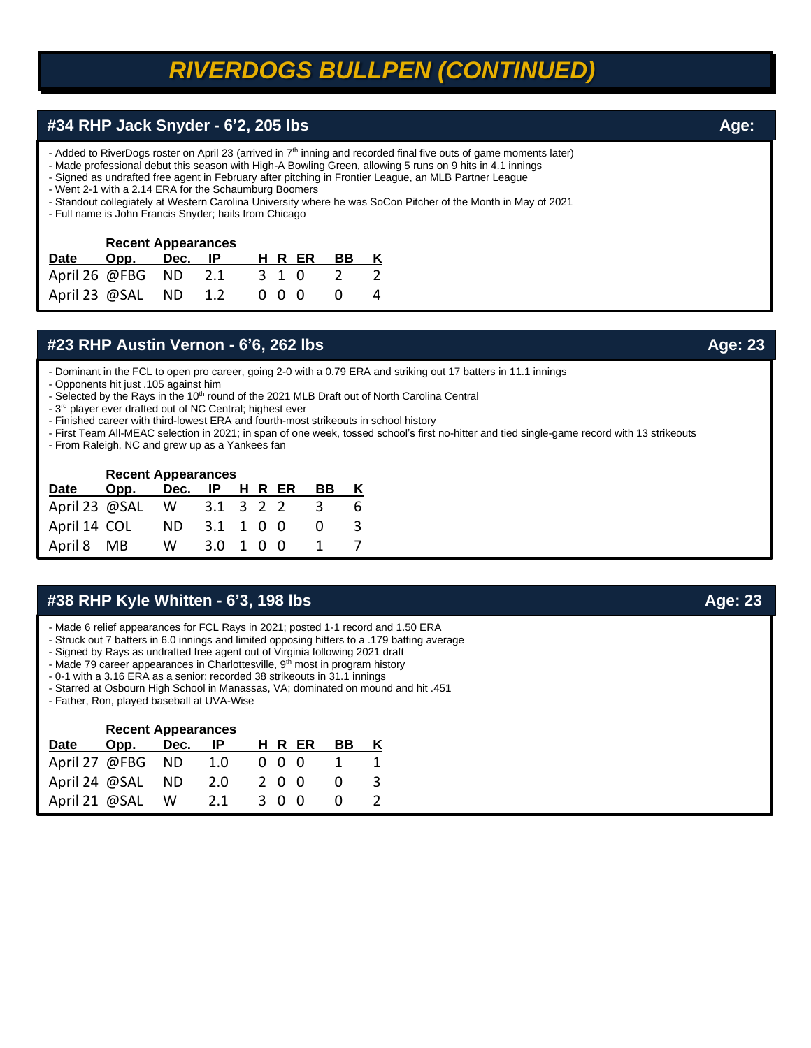# RIVERDOGS BULLPEN (CONTINUED)

## #34 RHP Jack Snyder - 6'2, 205 lbs

**Age:**

- Added to RiverDogs roster on April 23 (arrived in 7th inning and recorded final five outs of game moments later)
- Made professional debut this season with High-A Bowling Green, allowing 5 runs on 9 hits in 4.1 innings
- Signed as undrafted free agent in February after pitching in Frontier League, an MLB Partner League
- Went 2-1 with a 2.14 ERA for the Schaumburg Boomers
- Standout collegiately at Western Carolina University where he was SoCon Pitcher of the Month in May of 2021
- Full name is John Francis Snyder; hails from Chicago

**Recent Appearances**

| Date | Opp. | Dec. | IP | H | R | ER | BB | K |
|---|---|---|---|---|---|---|---|---|
| April 26 | @FBG | ND | 2.1 | 3 | 1 | 0 | 2 | 2 |
| April 23 | @SAL | ND | 1.2 | 0 | 0 | 0 | 0 | 4 |

## #23 RHP Austin Vernon - 6'6, 262 lbs

**Age: 23**

- Dominant in the FCL to open pro career, going 2-0 with a 0.79 ERA and striking out 17 batters in 11.1 innings
- Opponents hit just .105 against him
- Selected by the Rays in the 10th round of the 2021 MLB Draft out of North Carolina Central
- 3rd player ever drafted out of NC Central; highest ever
- Finished career with third-lowest ERA and fourth-most strikeouts in school history
- First Team All-MEAC selection in 2021; in span of one week, tossed school's first no-hitter and tied single-game record with 13 strikeouts
- From Raleigh, NC and grew up as a Yankees fan

**Recent Appearances**

| Date | Opp. | Dec. | IP | H | R | ER | BB | K |
|---|---|---|---|---|---|---|---|---|
| April 23 | @SAL | W | 3.1 | 3 | 2 | 2 | 3 | 6 |
| April 14 | COL | ND | 3.1 | 1 | 0 | 0 | 0 | 3 |
| April 8 | MB | W | 3.0 | 1 | 0 | 0 | 1 | 7 |

## #38 RHP Kyle Whitten - 6'3, 198 lbs

**Age: 23**

- Made 6 relief appearances for FCL Rays in 2021; posted 1-1 record and 1.50 ERA
- Struck out 7 batters in 6.0 innings and limited opposing hitters to a .179 batting average
- Signed by Rays as undrafted free agent out of Virginia following 2021 draft
- Made 79 career appearances in Charlottesville, 9th most in program history
- 0-1 with a 3.16 ERA as a senior; recorded 38 strikeouts in 31.1 innings
- Starred at Osbourn High School in Manassas, VA; dominated on mound and hit .451
- Father, Ron, played baseball at UVA-Wise

**Recent Appearances**

| Date | Opp. | Dec. | IP | H | R | ER | BB | K |
|---|---|---|---|---|---|---|---|---|
| April 27 | @FBG | ND | 1.0 | 0 | 0 | 0 | 1 | 1 |
| April 24 | @SAL | ND | 2.0 | 2 | 0 | 0 | 0 | 3 |
| April 21 | @SAL | W | 2.1 | 3 | 0 | 0 | 0 | 2 |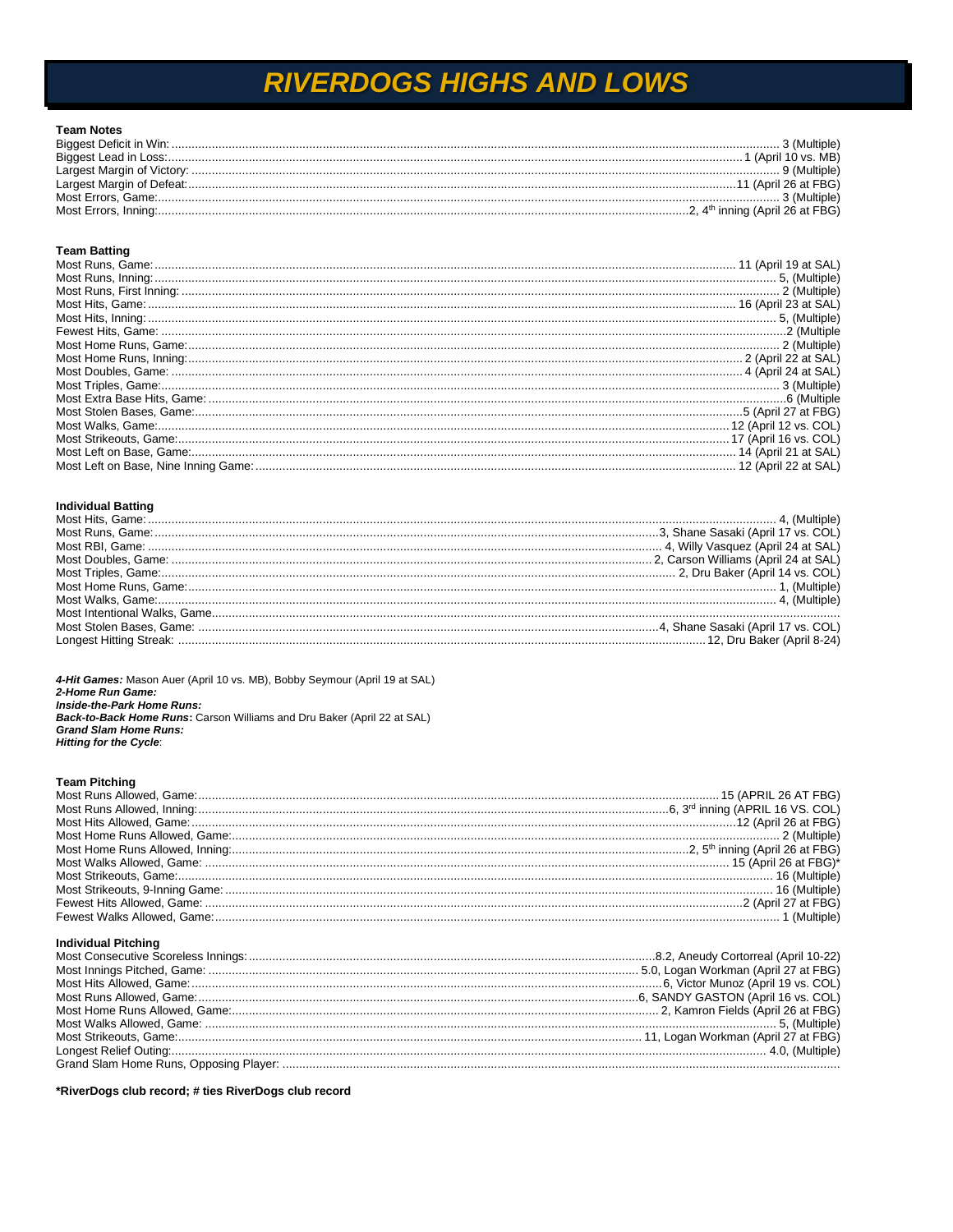# RIVERDOGS HIGHS AND LOWS

**Team Notes**

| | |
|---|---|
| Biggest Deficit in Win: | 3 (Multiple) |
| Biggest Lead in Loss: | 1 (April 10 vs. MB) |
| Largest Margin of Victory: | 9 (Multiple) |
| Largest Margin of Defeat: | 11 (April 26 at FBG) |
| Most Errors, Game: | 3 (Multiple) |
| Most Errors, Inning: | 2, 4th inning (April 26 at FBG) |

**Team Batting**

| | |
|---|---|
| Most Runs, Game: | 11 (April 19 at SAL) |
| Most Runs, Inning: | 5, (Multiple) |
| Most Runs, First Inning: | 2 (Multiple) |
| Most Hits, Game: | 16 (April 23 at SAL) |
| Most Hits, Inning: | 5, (Multiple) |
| Fewest Hits, Game: | 2 (Multiple |
| Most Home Runs, Game: | 2 (Multiple) |
| Most Home Runs, Inning: | 2 (April 22 at SAL) |
| Most Doubles, Game: | 4 (April 24 at SAL) |
| Most Triples, Game: | 3 (Multiple) |
| Most Extra Base Hits, Game: | 6 (Multiple |
| Most Stolen Bases, Game: | 5 (April 27 at FBG) |
| Most Walks, Game: | 12 (April 12 vs. COL) |
| Most Strikeouts, Game: | 17 (April 16 vs. COL) |
| Most Left on Base, Game: | 14 (April 21 at SAL) |
| Most Left on Base, Nine Inning Game: | 12 (April 22 at SAL) |

**Individual Batting**

| | |
|---|---|
| Most Hits, Game: | 4, (Multiple) |
| Most Runs, Game: | 3, Shane Sasaki (April 17 vs. COL) |
| Most RBI, Game: | 4, Willy Vasquez (April 24 at SAL) |
| Most Doubles, Game: | 2, Carson Williams (April 24 at SAL) |
| Most Triples, Game: | 2, Dru Baker (April 14 vs. COL) |
| Most Home Runs, Game: | 1, (Multiple) |
| Most Walks, Game: | 4, (Multiple) |
| Most Intentional Walks, Game | |
| Most Stolen Bases, Game: | 4, Shane Sasaki (April 17 vs. COL) |
| Longest Hitting Streak: | 12, Dru Baker (April 8-24) |

***4-Hit Games:*** Mason Auer (April 10 vs. MB), Bobby Seymour (April 19 at SAL)
***2-Home Run Game:***
***Inside-the-Park Home Runs:***
***Back-to-Back Home Runs*:** Carson Williams and Dru Baker (April 22 at SAL)
***Grand Slam Home Runs:***
***Hitting for the Cycle*:**

**Team Pitching**

| | |
|---|---|
| Most Runs Allowed, Game: | 15 (APRIL 26 AT FBG) |
| Most Runs Allowed, Inning: | 6, 3rd inning (APRIL 16 VS. COL) |
| Most Hits Allowed, Game: | 12 (April 26 at FBG) |
| Most Home Runs Allowed, Game: | 2 (Multiple) |
| Most Home Runs Allowed, Inning: | 2, 5th inning (April 26 at FBG) |
| Most Walks Allowed, Game: | 15 (April 26 at FBG)* |
| Most Strikeouts, Game: | 16 (Multiple) |
| Most Strikeouts, 9-Inning Game: | 16 (Multiple) |
| Fewest Hits Allowed, Game: | 2 (April 27 at FBG) |
| Fewest Walks Allowed, Game: | 1 (Multiple) |

**Individual Pitching**

| | |
|---|---|
| Most Consecutive Scoreless Innings: | 8.2, Aneudy Cortorreal (April 10-22) |
| Most Innings Pitched, Game: | 5.0, Logan Workman (April 27 at FBG) |
| Most Hits Allowed, Game: | 6, Victor Munoz (April 19 vs. COL) |
| Most Runs Allowed, Game: | 6, SANDY GASTON (April 16 vs. COL) |
| Most Home Runs Allowed, Game: | 2, Kamron Fields (April 26 at FBG) |
| Most Walks Allowed, Game: | 5, (Multiple) |
| Most Strikeouts, Game: | 11, Logan Workman (April 27 at FBG) |
| Longest Relief Outing: | 4.0, (Multiple) |
| Grand Slam Home Runs, Opposing Player: | |

**\*RiverDogs club record; # ties RiverDogs club record**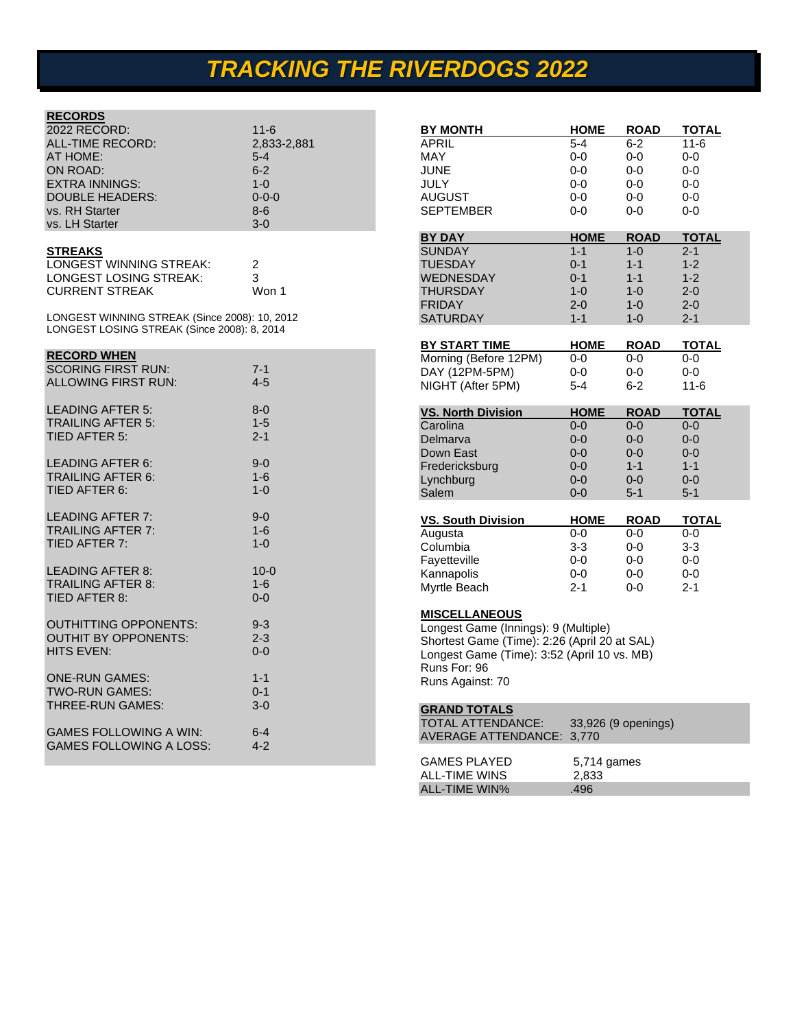# TRACKING THE RIVERDOGS 2022

| RECORDS | |
|---|---|
| 2022 RECORD: | 11-6 |
| ALL-TIME RECORD: | 2,833-2,881 |
| AT HOME: | 5-4 |
| ON ROAD: | 6-2 |
| EXTRA INNINGS: | 1-0 |
| DOUBLE HEADERS: | 0-0-0 |
| vs. RH Starter | 8-6 |
| vs. LH Starter | 3-0 |

| STREAKS | |
|---|---|
| LONGEST WINNING STREAK: | 2 |
| LONGEST LOSING STREAK: | 3 |
| CURRENT STREAK | Won 1 |

LONGEST WINNING STREAK (Since 2008): 10, 2012
LONGEST LOSING STREAK (Since 2008): 8, 2014

| RECORD WHEN | |
|---|---|
| SCORING FIRST RUN: | 7-1 |
| ALLOWING FIRST RUN: | 4-5 |
| LEADING AFTER 5: | 8-0 |
| TRAILING AFTER 5: | 1-5 |
| TIED AFTER 5: | 2-1 |
| LEADING AFTER 6: | 9-0 |
| TRAILING AFTER 6: | 1-6 |
| TIED AFTER 6: | 1-0 |
| LEADING AFTER 7: | 9-0 |
| TRAILING AFTER 7: | 1-6 |
| TIED AFTER 7: | 1-0 |
| LEADING AFTER 8: | 10-0 |
| TRAILING AFTER 8: | 1-6 |
| TIED AFTER 8: | 0-0 |
| OUTHITTING OPPONENTS: | 9-3 |
| OUTHIT BY OPPONENTS: | 2-3 |
| HITS EVEN: | 0-0 |
| ONE-RUN GAMES: | 1-1 |
| TWO-RUN GAMES: | 0-1 |
| THREE-RUN GAMES: | 3-0 |
| GAMES FOLLOWING A WIN: | 6-4 |
| GAMES FOLLOWING A LOSS: | 4-2 |

| BY MONTH | HOME | ROAD | TOTAL |
|---|---|---|---|
| APRIL | 5-4 | 6-2 | 11-6 |
| MAY | 0-0 | 0-0 | 0-0 |
| JUNE | 0-0 | 0-0 | 0-0 |
| JULY | 0-0 | 0-0 | 0-0 |
| AUGUST | 0-0 | 0-0 | 0-0 |
| SEPTEMBER | 0-0 | 0-0 | 0-0 |

| BY DAY | HOME | ROAD | TOTAL |
|---|---|---|---|
| SUNDAY | 1-1 | 1-0 | 2-1 |
| TUESDAY | 0-1 | 1-1 | 1-2 |
| WEDNESDAY | 0-1 | 1-1 | 1-2 |
| THURSDAY | 1-0 | 1-0 | 2-0 |
| FRIDAY | 2-0 | 1-0 | 2-0 |
| SATURDAY | 1-1 | 1-0 | 2-1 |

| BY START TIME | HOME | ROAD | TOTAL |
|---|---|---|---|
| Morning (Before 12PM) | 0-0 | 0-0 | 0-0 |
| DAY (12PM-5PM) | 0-0 | 0-0 | 0-0 |
| NIGHT (After 5PM) | 5-4 | 6-2 | 11-6 |

| VS. North Division | HOME | ROAD | TOTAL |
|---|---|---|---|
| Carolina | 0-0 | 0-0 | 0-0 |
| Delmarva | 0-0 | 0-0 | 0-0 |
| Down East | 0-0 | 0-0 | 0-0 |
| Fredericksburg | 0-0 | 1-1 | 1-1 |
| Lynchburg | 0-0 | 0-0 | 0-0 |
| Salem | 0-0 | 5-1 | 5-1 |

| VS. South Division | HOME | ROAD | TOTAL |
|---|---|---|---|
| Augusta | 0-0 | 0-0 | 0-0 |
| Columbia | 3-3 | 0-0 | 3-3 |
| Fayetteville | 0-0 | 0-0 | 0-0 |
| Kannapolis | 0-0 | 0-0 | 0-0 |
| Myrtle Beach | 2-1 | 0-0 | 2-1 |

**MISCELLANEOUS**
Longest Game (Innings): 9 (Multiple)
Shortest Game (Time): 2:26 (April 20 at SAL)
Longest Game (Time): 3:52 (April 10 vs. MB)
Runs For: 96
Runs Against: 70

| GRAND TOTALS | |
|---|---|
| TOTAL ATTENDANCE: | 33,926 (9 openings) |
| AVERAGE ATTENDANCE: | 3,770 |

| | |
|---|---|
| GAMES PLAYED | 5,714 games |
| ALL-TIME WINS | 2,833 |
| ALL-TIME WIN% | .496 |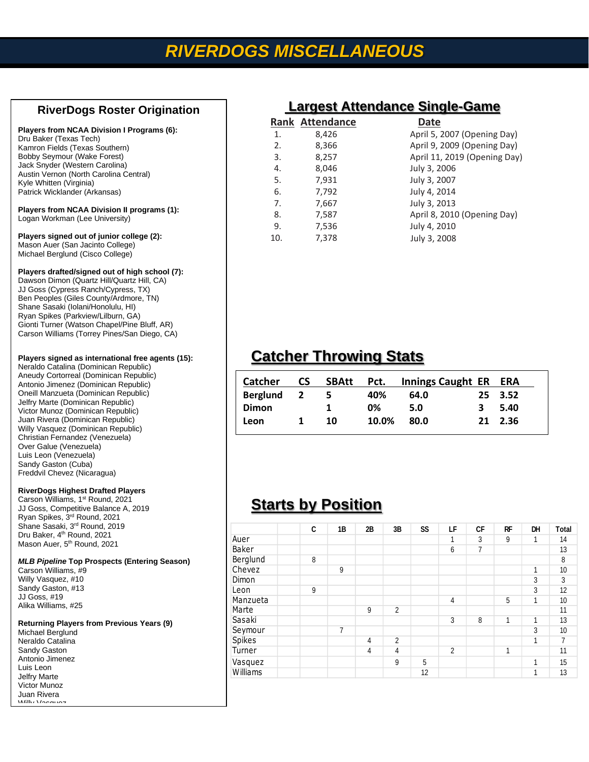# RIVERDOGS MISCELLANEOUS

## RiverDogs Roster Origination

**Players from NCAA Division I Programs (6):**
Dru Baker (Texas Tech)
Kamron Fields (Texas Southern)
Bobby Seymour (Wake Forest)
Jack Snyder (Western Carolina)
Austin Vernon (North Carolina Central)
Kyle Whitten (Virginia)
Patrick Wicklander (Arkansas)

**Players from NCAA Division II programs (1):**
Logan Workman (Lee University)

**Players signed out of junior college (2):**
Mason Auer (San Jacinto College)
Michael Berglund (Cisco College)

**Players drafted/signed out of high school (7):**
Dawson Dimon (Quartz Hill/Quartz Hill, CA)
JJ Goss (Cypress Ranch/Cypress, TX)
Ben Peoples (Giles County/Ardmore, TN)
Shane Sasaki (Iolani/Honolulu, HI)
Ryan Spikes (Parkview/Lilburn, GA)
Gionti Turner (Watson Chapel/Pine Bluff, AR)
Carson Williams (Torrey Pines/San Diego, CA)

**Players signed as international free agents (15):**
Neraldo Catalina (Dominican Republic)
Aneudy Cortorreal (Dominican Republic)
Antonio Jimenez (Dominican Republic)
Oneill Manzueta (Dominican Republic)
Jelfry Marte (Dominican Republic)
Victor Munoz (Dominican Republic)
Juan Rivera (Dominican Republic)
Willy Vasquez (Dominican Republic)
Christian Fernandez (Venezuela)
Over Galue (Venezuela)
Luis Leon (Venezuela)
Sandy Gaston (Cuba)
Freddvil Chevez (Nicaragua)

**RiverDogs Highest Drafted Players**
Carson Williams, 1st Round, 2021
JJ Goss, Competitive Balance A, 2019
Ryan Spikes, 3rd Round, 2021
Shane Sasaki, 3rd Round, 2019
Dru Baker, 4th Round, 2021
Mason Auer, 5th Round, 2021

***MLB Pipeline* Top Prospects (Entering Season)**
Carson Williams, #9
Willy Vasquez, #10
Sandy Gaston, #13
JJ Goss, #19
Alika Williams, #25

**Returning Players from Previous Years (9)**
Michael Berglund
Neraldo Catalina
Sandy Gaston
Antonio Jimenez
Luis Leon
Jelfry Marte
Victor Munoz
Juan Rivera
Willy Vasquez

## Largest Attendance Single-Game

| Rank | Attendance | Date |
|---|---|---|
| 1. | 8,426 | April 5, 2007 (Opening Day) |
| 2. | 8,366 | April 9, 2009 (Opening Day) |
| 3. | 8,257 | April 11, 2019 (Opening Day) |
| 4. | 8,046 | July 3, 2006 |
| 5. | 7,931 | July 3, 2007 |
| 6. | 7,792 | July 4, 2014 |
| 7. | 7,667 | July 3, 2013 |
| 8. | 7,587 | April 8, 2010 (Opening Day) |
| 9. | 7,536 | July 4, 2010 |
| 10. | 7,378 | July 3, 2008 |

## Catcher Throwing Stats

| Catcher | CS | SBAtt | Pct. | Innings Caught | ER | ERA |
|---|---|---|---|---|---|---|
| Berglund | 2 | 5 | 40% | 64.0 | 25 | 3.52 |
| Dimon | | 1 | 0% | 5.0 | 3 | 5.40 |
| Leon | 1 | 10 | 10.0% | 80.0 | 21 | 2.36 |

## Starts by Position

| | C | 1B | 2B | 3B | SS | LF | CF | RF | DH | Total |
|---|---|---|---|---|---|---|---|---|---|---|
| Auer | | | | | | 1 | 3 | 9 | 1 | 14 |
| Baker | | | | | | 6 | 7 | | | 13 |
| Berglund | 8 | | | | | | | | | 8 |
| Chevez | | 9 | | | | | | | 1 | 10 |
| Dimon | | | | | | | | | 3 | 3 |
| Leon | 9 | | | | | | | | 3 | 12 |
| Manzueta | | | | | | 4 | | 5 | 1 | 10 |
| Marte | | | 9 | 2 | | | | | | 11 |
| Sasaki | | | | | | 3 | 8 | 1 | 1 | 13 |
| Seymour | | 7 | | | | | | | 3 | 10 |
| Spikes | | | 4 | 2 | | | | | 1 | 7 |
| Turner | | | 4 | 4 | | 2 | | 1 | | 11 |
| Vasquez | | | | 9 | 5 | | | | 1 | 15 |
| Williams | | | | | 12 | | | | 1 | 13 |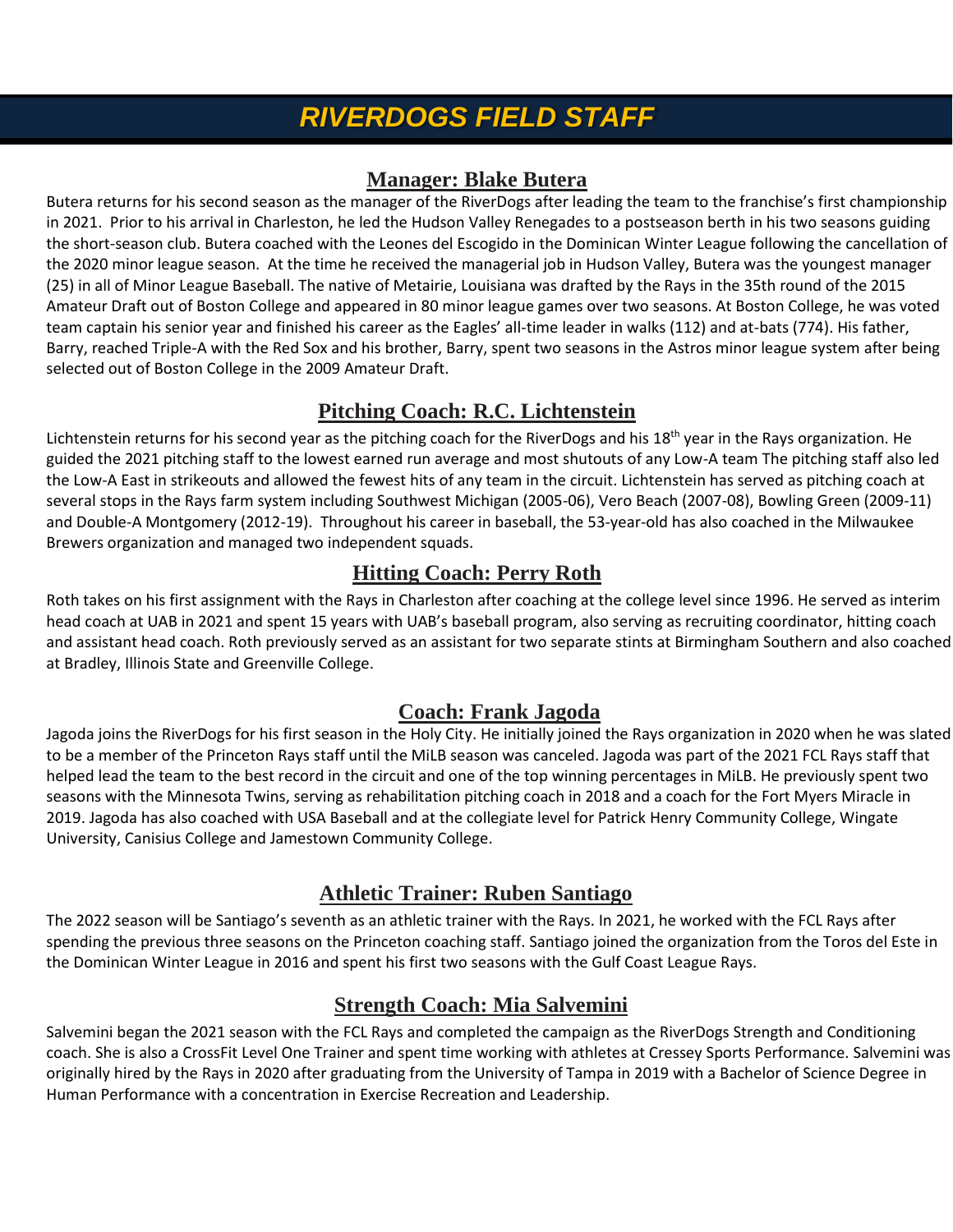# RIVERDOGS FIELD STAFF

## Manager: Blake Butera

Butera returns for his second season as the manager of the RiverDogs after leading the team to the franchise's first championship in 2021. Prior to his arrival in Charleston, he led the Hudson Valley Renegades to a postseason berth in his two seasons guiding the short-season club. Butera coached with the Leones del Escogido in the Dominican Winter League following the cancellation of the 2020 minor league season. At the time he received the managerial job in Hudson Valley, Butera was the youngest manager (25) in all of Minor League Baseball. The native of Metairie, Louisiana was drafted by the Rays in the 35th round of the 2015 Amateur Draft out of Boston College and appeared in 80 minor league games over two seasons. At Boston College, he was voted team captain his senior year and finished his career as the Eagles' all-time leader in walks (112) and at-bats (774). His father, Barry, reached Triple-A with the Red Sox and his brother, Barry, spent two seasons in the Astros minor league system after being selected out of Boston College in the 2009 Amateur Draft.

## Pitching Coach: R.C. Lichtenstein

Lichtenstein returns for his second year as the pitching coach for the RiverDogs and his 18th year in the Rays organization. He guided the 2021 pitching staff to the lowest earned run average and most shutouts of any Low-A team The pitching staff also led the Low-A East in strikeouts and allowed the fewest hits of any team in the circuit. Lichtenstein has served as pitching coach at several stops in the Rays farm system including Southwest Michigan (2005-06), Vero Beach (2007-08), Bowling Green (2009-11) and Double-A Montgomery (2012-19). Throughout his career in baseball, the 53-year-old has also coached in the Milwaukee Brewers organization and managed two independent squads.

## Hitting Coach: Perry Roth

Roth takes on his first assignment with the Rays in Charleston after coaching at the college level since 1996. He served as interim head coach at UAB in 2021 and spent 15 years with UAB's baseball program, also serving as recruiting coordinator, hitting coach and assistant head coach. Roth previously served as an assistant for two separate stints at Birmingham Southern and also coached at Bradley, Illinois State and Greenville College.

## Coach: Frank Jagoda

Jagoda joins the RiverDogs for his first season in the Holy City. He initially joined the Rays organization in 2020 when he was slated to be a member of the Princeton Rays staff until the MiLB season was canceled. Jagoda was part of the 2021 FCL Rays staff that helped lead the team to the best record in the circuit and one of the top winning percentages in MiLB. He previously spent two seasons with the Minnesota Twins, serving as rehabilitation pitching coach in 2018 and a coach for the Fort Myers Miracle in 2019. Jagoda has also coached with USA Baseball and at the collegiate level for Patrick Henry Community College, Wingate University, Canisius College and Jamestown Community College.

## Athletic Trainer: Ruben Santiago

The 2022 season will be Santiago's seventh as an athletic trainer with the Rays. In 2021, he worked with the FCL Rays after spending the previous three seasons on the Princeton coaching staff. Santiago joined the organization from the Toros del Este in the Dominican Winter League in 2016 and spent his first two seasons with the Gulf Coast League Rays.

## Strength Coach: Mia Salvemini

Salvemini began the 2021 season with the FCL Rays and completed the campaign as the RiverDogs Strength and Conditioning coach. She is also a CrossFit Level One Trainer and spent time working with athletes at Cressey Sports Performance. Salvemini was originally hired by the Rays in 2020 after graduating from the University of Tampa in 2019 with a Bachelor of Science Degree in Human Performance with a concentration in Exercise Recreation and Leadership.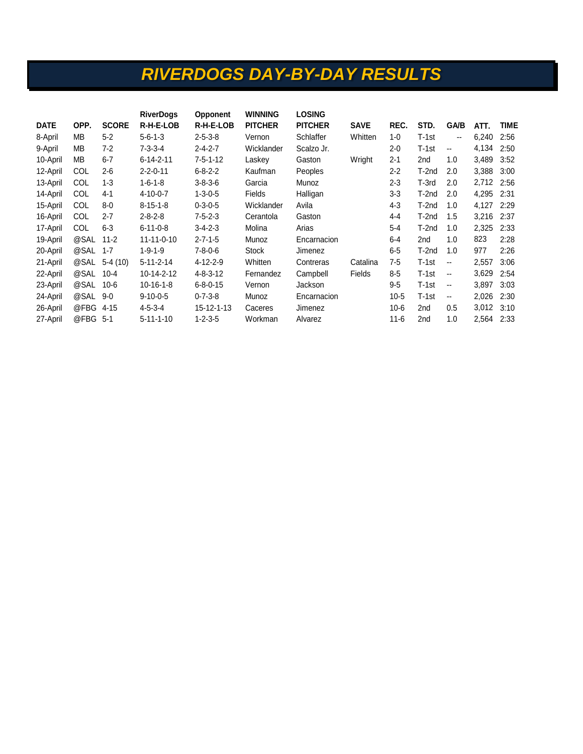# RIVERDOGS DAY-BY-DAY RESULTS

| DATE | OPP. | SCORE | RiverDogs R-H-E-LOB | Opponent R-H-E-LOB | WINNING PITCHER | LOSING PITCHER | SAVE | REC. | STD. | GA/B | ATT. | TIME |
|---|---|---|---|---|---|---|---|---|---|---|---|---|
| 8-April | MB | 5-2 | 5-6-1-3 | 2-5-3-8 | Vernon | Schlaffer | Whitten | 1-0 | T-1st | -- | 6,240 | 2:56 |
| 9-April | MB | 7-2 | 7-3-3-4 | 2-4-2-7 | Wicklander | Scalzo Jr. | | 2-0 | T-1st | -- | 4,134 | 2:50 |
| 10-April | MB | 6-7 | 6-14-2-11 | 7-5-1-12 | Laskey | Gaston | Wright | 2-1 | 2nd | 1.0 | 3,489 | 3:52 |
| 12-April | COL | 2-6 | 2-2-0-11 | 6-8-2-2 | Kaufman | Peoples | | 2-2 | T-2nd | 2.0 | 3,388 | 3:00 |
| 13-April | COL | 1-3 | 1-6-1-8 | 3-8-3-6 | Garcia | Munoz | | 2-3 | T-3rd | 2.0 | 2,712 | 2:56 |
| 14-April | COL | 4-1 | 4-10-0-7 | 1-3-0-5 | Fields | Halligan | | 3-3 | T-2nd | 2.0 | 4,295 | 2:31 |
| 15-April | COL | 8-0 | 8-15-1-8 | 0-3-0-5 | Wicklander | Avila | | 4-3 | T-2nd | 1.0 | 4,127 | 2:29 |
| 16-April | COL | 2-7 | 2-8-2-8 | 7-5-2-3 | Cerantola | Gaston | | 4-4 | T-2nd | 1.5 | 3,216 | 2:37 |
| 17-April | COL | 6-3 | 6-11-0-8 | 3-4-2-3 | Molina | Arias | | 5-4 | T-2nd | 1.0 | 2,325 | 2:33 |
| 19-April | @SAL | 11-2 | 11-11-0-10 | 2-7-1-5 | Munoz | Encarnacion | | 6-4 | 2nd | 1.0 | 823 | 2:28 |
| 20-April | @SAL | 1-7 | 1-9-1-9 | 7-8-0-6 | Stock | Jimenez | | 6-5 | T-2nd | 1.0 | 977 | 2:26 |
| 21-April | @SAL | 5-4 (10) | 5-11-2-14 | 4-12-2-9 | Whitten | Contreras | Catalina | 7-5 | T-1st | -- | 2,557 | 3:06 |
| 22-April | @SAL | 10-4 | 10-14-2-12 | 4-8-3-12 | Fernandez | Campbell | Fields | 8-5 | T-1st | -- | 3,629 | 2:54 |
| 23-April | @SAL | 10-6 | 10-16-1-8 | 6-8-0-15 | Vernon | Jackson | | 9-5 | T-1st | -- | 3,897 | 3:03 |
| 24-April | @SAL | 9-0 | 9-10-0-5 | 0-7-3-8 | Munoz | Encarnacion | | 10-5 | T-1st | -- | 2,026 | 2:30 |
| 26-April | @FBG | 4-15 | 4-5-3-4 | 15-12-1-13 | Caceres | Jimenez | | 10-6 | 2nd | 0.5 | 3,012 | 3:10 |
| 27-April | @FBG | 5-1 | 5-11-1-10 | 1-2-3-5 | Workman | Alvarez | | 11-6 | 2nd | 1.0 | 2,564 | 2:33 |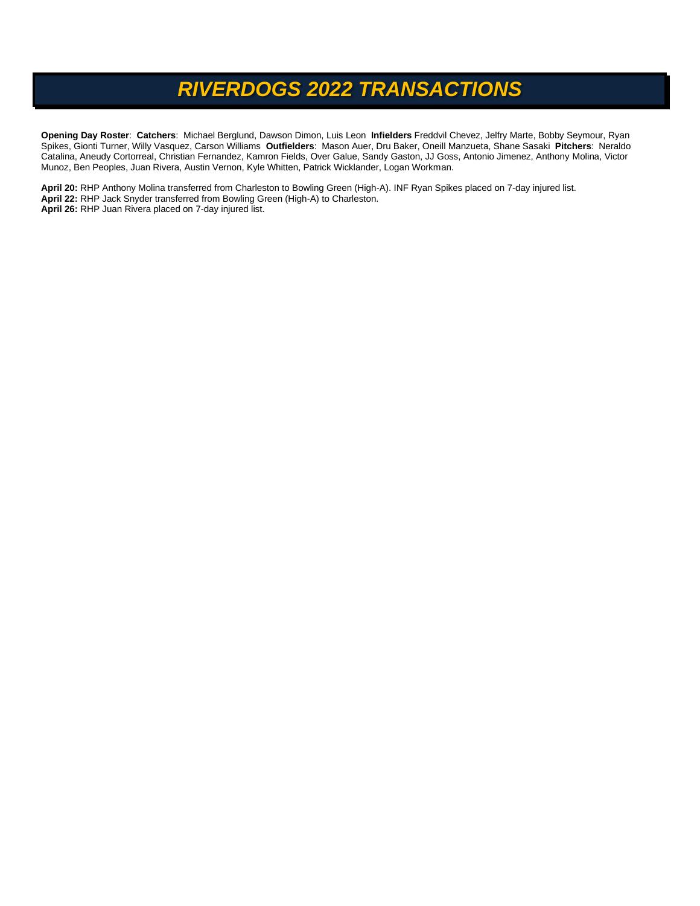# *RIVERDOGS 2022 TRANSACTIONS*

**Opening Day Roster**: **Catchers**: Michael Berglund, Dawson Dimon, Luis Leon **Infielders** Freddvil Chevez, Jelfry Marte, Bobby Seymour, Ryan Spikes, Gionti Turner, Willy Vasquez, Carson Williams **Outfielders**: Mason Auer, Dru Baker, Oneill Manzueta, Shane Sasaki **Pitchers**: Neraldo Catalina, Aneudy Cortorreal, Christian Fernandez, Kamron Fields, Over Galue, Sandy Gaston, JJ Goss, Antonio Jimenez, Anthony Molina, Victor Munoz, Ben Peoples, Juan Rivera, Austin Vernon, Kyle Whitten, Patrick Wicklander, Logan Workman.

**April 20:** RHP Anthony Molina transferred from Charleston to Bowling Green (High-A). INF Ryan Spikes placed on 7-day injured list.
**April 22:** RHP Jack Snyder transferred from Bowling Green (High-A) to Charleston.
**April 26:** RHP Juan Rivera placed on 7-day injured list.